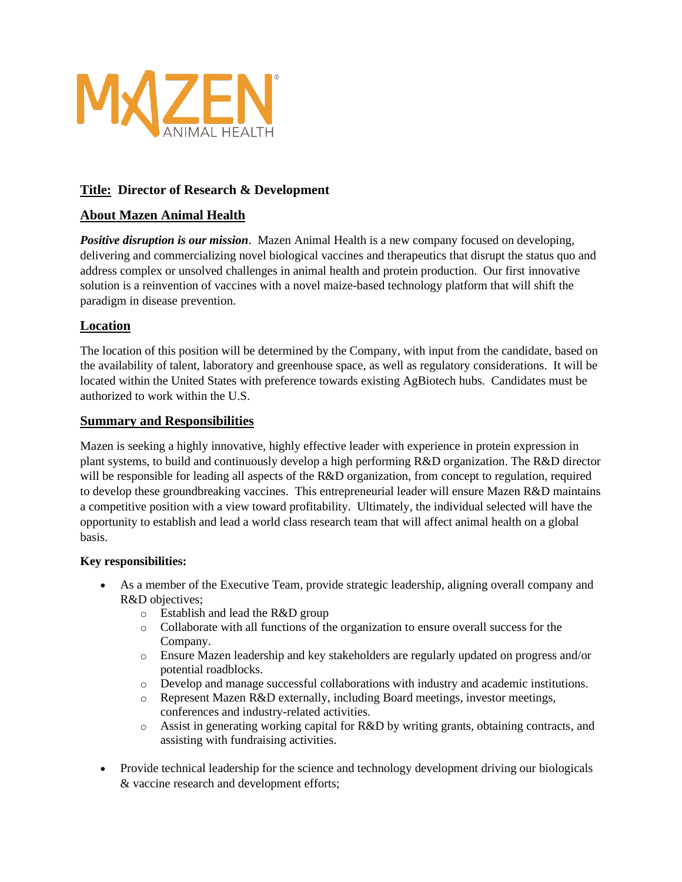**Title: Director of Research & Development**

## About Mazen Animal Health

***Positive disruption is our mission***. Mazen Animal Health is a new company focused on developing, delivering and commercializing novel biological vaccines and therapeutics that disrupt the status quo and address complex or unsolved challenges in animal health and protein production. Our first innovative solution is a reinvention of vaccines with a novel maize-based technology platform that will shift the paradigm in disease prevention.

## Location

The location of this position will be determined by the Company, with input from the candidate, based on the availability of talent, laboratory and greenhouse space, as well as regulatory considerations. It will be located within the United States with preference towards existing AgBiotech hubs. Candidates must be authorized to work within the U.S.

## Summary and Responsibilities

Mazen is seeking a highly innovative, highly effective leader with experience in protein expression in plant systems, to build and continuously develop a high performing R&D organization. The R&D director will be responsible for leading all aspects of the R&D organization, from concept to regulation, required to develop these groundbreaking vaccines. This entrepreneurial leader will ensure Mazen R&D maintains a competitive position with a view toward profitability. Ultimately, the individual selected will have the opportunity to establish and lead a world class research team that will affect animal health on a global basis.

**Key responsibilities:**

- As a member of the Executive Team, provide strategic leadership, aligning overall company and R&D objectives;
  - Establish and lead the R&D group
  - Collaborate with all functions of the organization to ensure overall success for the Company.
  - Ensure Mazen leadership and key stakeholders are regularly updated on progress and/or potential roadblocks.
  - Develop and manage successful collaborations with industry and academic institutions.
  - Represent Mazen R&D externally, including Board meetings, investor meetings, conferences and industry-related activities.
  - Assist in generating working capital for R&D by writing grants, obtaining contracts, and assisting with fundraising activities.
- Provide technical leadership for the science and technology development driving our biologicals & vaccine research and development efforts;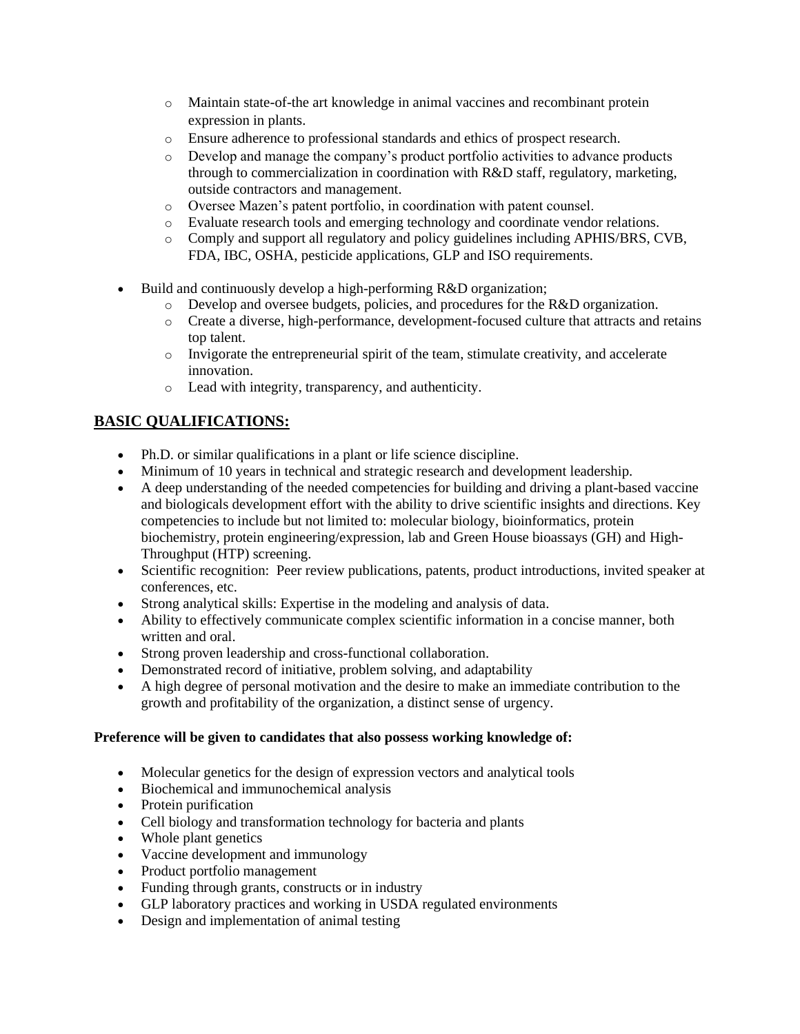- Maintain state-of-the art knowledge in animal vaccines and recombinant protein expression in plants.
    - Ensure adherence to professional standards and ethics of prospect research.
    - Develop and manage the company's product portfolio activities to advance products through to commercialization in coordination with R&D staff, regulatory, marketing, outside contractors and management.
    - Oversee Mazen's patent portfolio, in coordination with patent counsel.
    - Evaluate research tools and emerging technology and coordinate vendor relations.
    - Comply and support all regulatory and policy guidelines including APHIS/BRS, CVB, FDA, IBC, OSHA, pesticide applications, GLP and ISO requirements.

- Build and continuously develop a high-performing R&D organization;
    - Develop and oversee budgets, policies, and procedures for the R&D organization.
    - Create a diverse, high-performance, development-focused culture that attracts and retains top talent.
    - Invigorate the entrepreneurial spirit of the team, stimulate creativity, and accelerate innovation.
    - Lead with integrity, transparency, and authenticity.

## BASIC QUALIFICATIONS:

- Ph.D. or similar qualifications in a plant or life science discipline.
- Minimum of 10 years in technical and strategic research and development leadership.
- A deep understanding of the needed competencies for building and driving a plant-based vaccine and biologicals development effort with the ability to drive scientific insights and directions. Key competencies to include but not limited to: molecular biology, bioinformatics, protein biochemistry, protein engineering/expression, lab and Green House bioassays (GH) and High-Throughput (HTP) screening.
- Scientific recognition: Peer review publications, patents, product introductions, invited speaker at conferences, etc.
- Strong analytical skills: Expertise in the modeling and analysis of data.
- Ability to effectively communicate complex scientific information in a concise manner, both written and oral.
- Strong proven leadership and cross-functional collaboration.
- Demonstrated record of initiative, problem solving, and adaptability
- A high degree of personal motivation and the desire to make an immediate contribution to the growth and profitability of the organization, a distinct sense of urgency.

**Preference will be given to candidates that also possess working knowledge of:**

- Molecular genetics for the design of expression vectors and analytical tools
- Biochemical and immunochemical analysis
- Protein purification
- Cell biology and transformation technology for bacteria and plants
- Whole plant genetics
- Vaccine development and immunology
- Product portfolio management
- Funding through grants, constructs or in industry
- GLP laboratory practices and working in USDA regulated environments
- Design and implementation of animal testing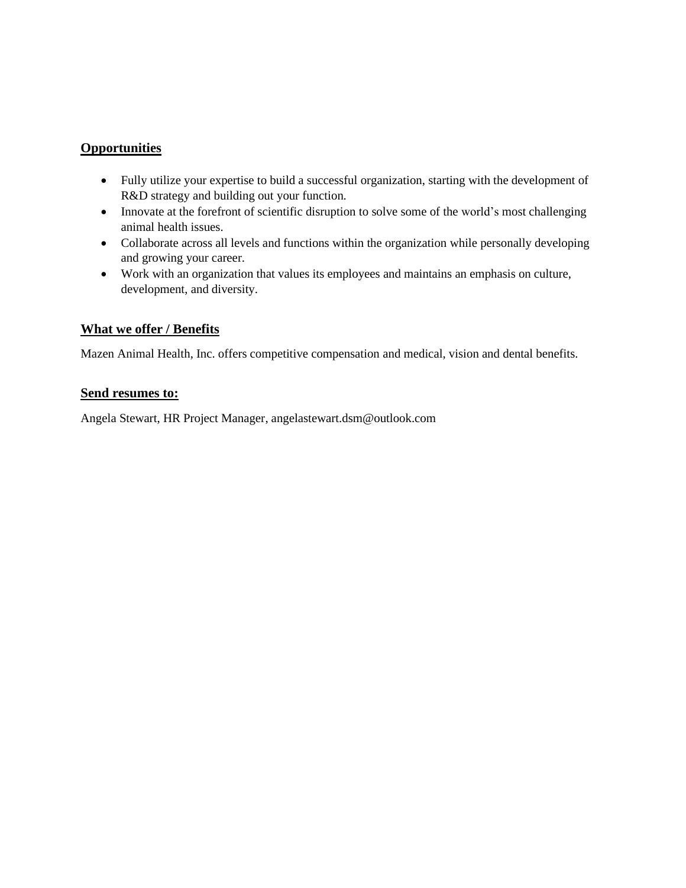## Opportunities

- Fully utilize your expertise to build a successful organization, starting with the development of R&D strategy and building out your function.
- Innovate at the forefront of scientific disruption to solve some of the world's most challenging animal health issues.
- Collaborate across all levels and functions within the organization while personally developing and growing your career.
- Work with an organization that values its employees and maintains an emphasis on culture, development, and diversity.

## What we offer / Benefits

Mazen Animal Health, Inc. offers competitive compensation and medical, vision and dental benefits.

## Send resumes to:

Angela Stewart, HR Project Manager, angelastewart.dsm@outlook.com